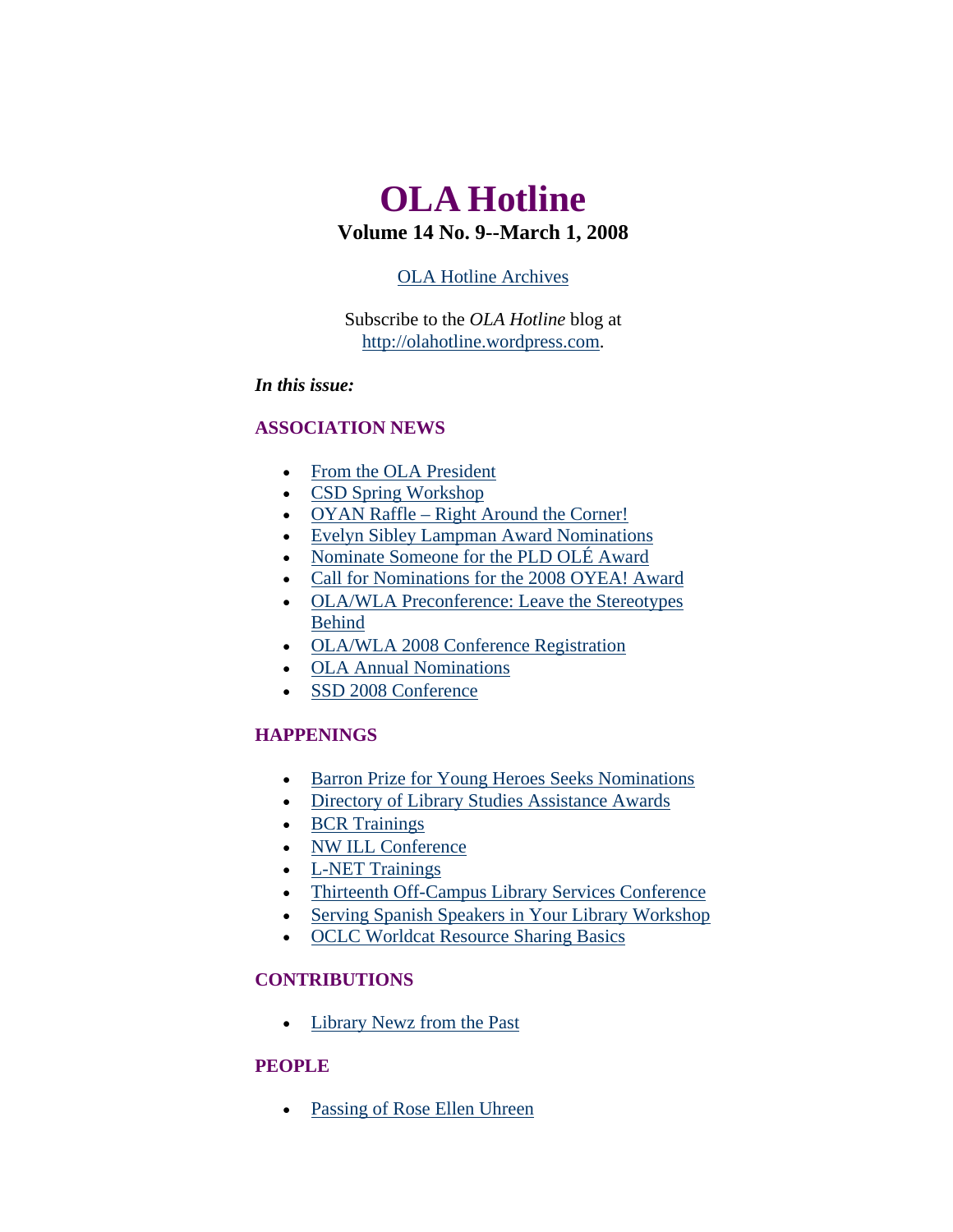# OLA Hotline

**Volume 14 No. 9--March 1, 2008**

OLA Hotline Archives

Subscribe to the *OLA Hotline* blog at http://olahotline.wordpress.com.

***In this issue:***

### ASSOCIATION NEWS

- From the OLA President
- CSD Spring Workshop
- OYAN Raffle – Right Around the Corner!
- Evelyn Sibley Lampman Award Nominations
- Nominate Someone for the PLD OLÉ Award
- Call for Nominations for the 2008 OYEA! Award
- OLA/WLA Preconference: Leave the Stereotypes Behind
- OLA/WLA 2008 Conference Registration
- OLA Annual Nominations
- SSD 2008 Conference

### HAPPENINGS

- Barron Prize for Young Heroes Seeks Nominations
- Directory of Library Studies Assistance Awards
- BCR Trainings
- NW ILL Conference
- L-NET Trainings
- Thirteenth Off-Campus Library Services Conference
- Serving Spanish Speakers in Your Library Workshop
- OCLC Worldcat Resource Sharing Basics

### CONTRIBUTIONS

- Library Newz from the Past

### PEOPLE

- Passing of Rose Ellen Uhreen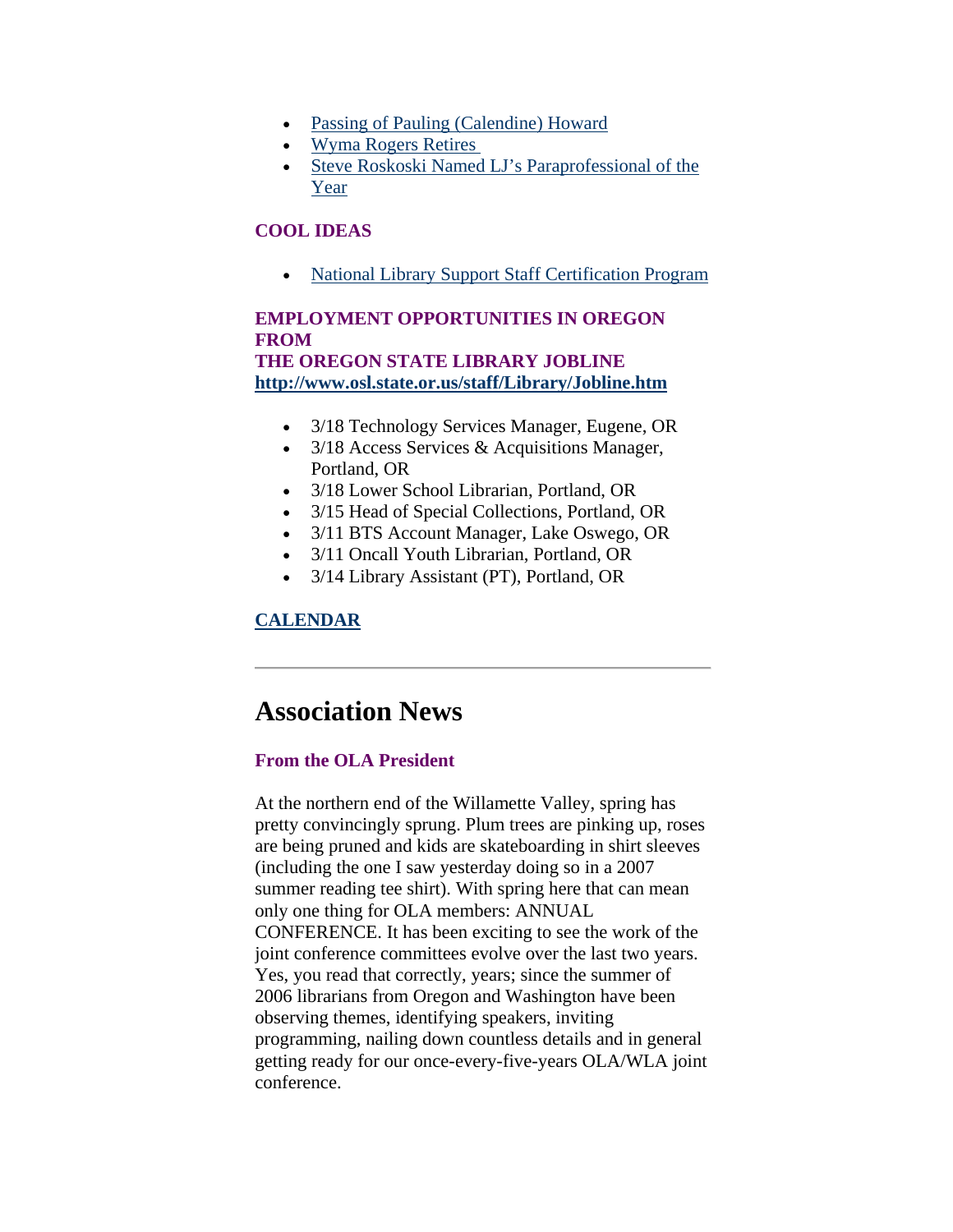- Passing of Pauling (Calendine) Howard
- Wyma Rogers Retires
- Steve Roskoski Named LJ's Paraprofessional of the Year

**COOL IDEAS**

- National Library Support Staff Certification Program

**EMPLOYMENT OPPORTUNITIES IN OREGON FROM THE OREGON STATE LIBRARY JOBLINE http://www.osl.state.or.us/staff/Library/Jobline.htm**

- 3/18 Technology Services Manager, Eugene, OR
- 3/18 Access Services & Acquisitions Manager, Portland, OR
- 3/18 Lower School Librarian, Portland, OR
- 3/15 Head of Special Collections, Portland, OR
- 3/11 BTS Account Manager, Lake Oswego, OR
- 3/11 Oncall Youth Librarian, Portland, OR
- 3/14 Library Assistant (PT), Portland, OR

**CALENDAR**

---

# Association News

**From the OLA President**

At the northern end of the Willamette Valley, spring has pretty convincingly sprung. Plum trees are pinking up, roses are being pruned and kids are skateboarding in shirt sleeves (including the one I saw yesterday doing so in a 2007 summer reading tee shirt). With spring here that can mean only one thing for OLA members: ANNUAL CONFERENCE. It has been exciting to see the work of the joint conference committees evolve over the last two years. Yes, you read that correctly, years; since the summer of 2006 librarians from Oregon and Washington have been observing themes, identifying speakers, inviting programming, nailing down countless details and in general getting ready for our once-every-five-years OLA/WLA joint conference.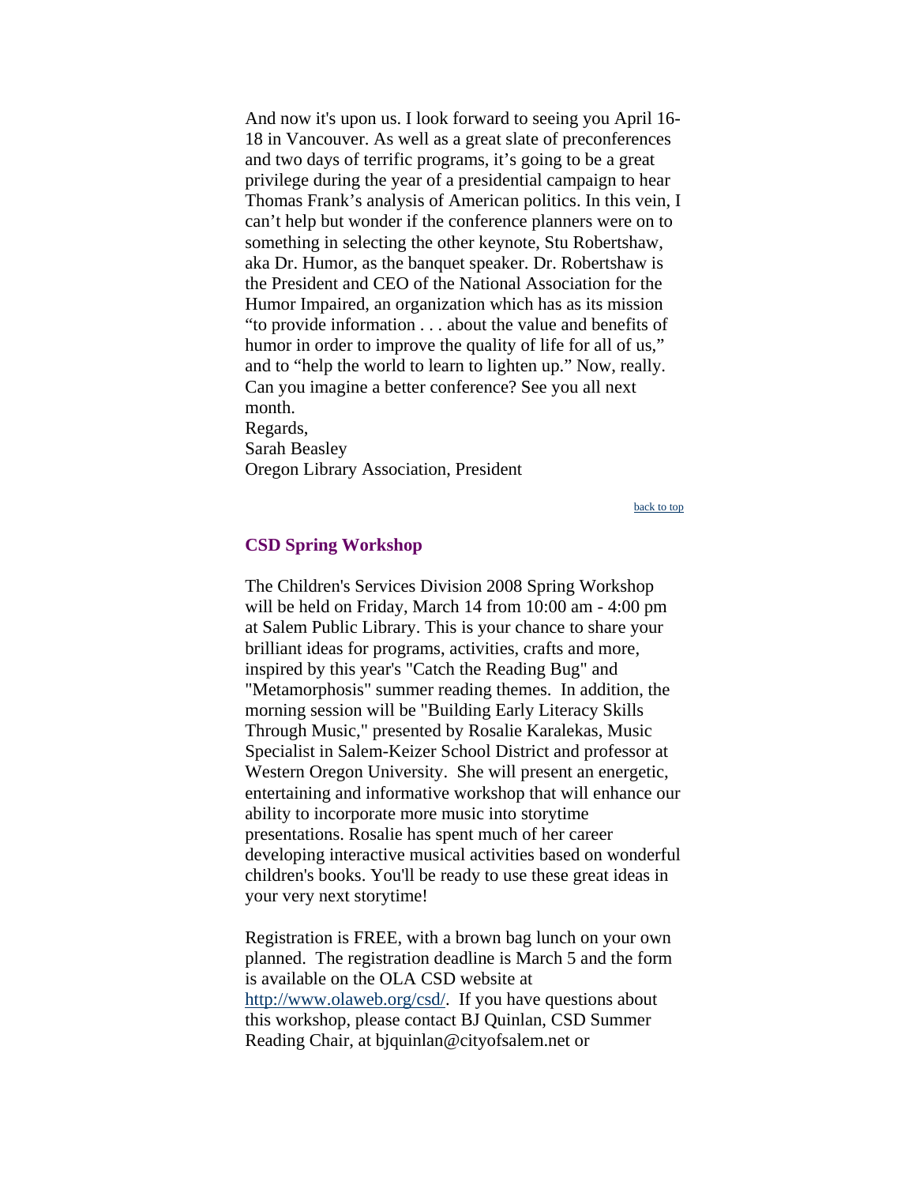And now it's upon us. I look forward to seeing you April 16-18 in Vancouver. As well as a great slate of preconferences and two days of terrific programs, it's going to be a great privilege during the year of a presidential campaign to hear Thomas Frank's analysis of American politics. In this vein, I can't help but wonder if the conference planners were on to something in selecting the other keynote, Stu Robertshaw, aka Dr. Humor, as the banquet speaker. Dr. Robertshaw is the President and CEO of the National Association for the Humor Impaired, an organization which has as its mission "to provide information . . . about the value and benefits of humor in order to improve the quality of life for all of us," and to "help the world to learn to lighten up." Now, really. Can you imagine a better conference? See you all next month.

Regards,
Sarah Beasley
Oregon Library Association, President

back to top

## CSD Spring Workshop

The Children's Services Division 2008 Spring Workshop will be held on Friday, March 14 from 10:00 am - 4:00 pm at Salem Public Library. This is your chance to share your brilliant ideas for programs, activities, crafts and more, inspired by this year's "Catch the Reading Bug" and "Metamorphosis" summer reading themes. In addition, the morning session will be "Building Early Literacy Skills Through Music," presented by Rosalie Karalekas, Music Specialist in Salem-Keizer School District and professor at Western Oregon University. She will present an energetic, entertaining and informative workshop that will enhance our ability to incorporate more music into storytime presentations. Rosalie has spent much of her career developing interactive musical activities based on wonderful children's books. You'll be ready to use these great ideas in your very next storytime!

Registration is FREE, with a brown bag lunch on your own planned. The registration deadline is March 5 and the form is available on the OLA CSD website at http://www.olaweb.org/csd/. If you have questions about this workshop, please contact BJ Quinlan, CSD Summer Reading Chair, at bjquinlan@cityofsalem.net or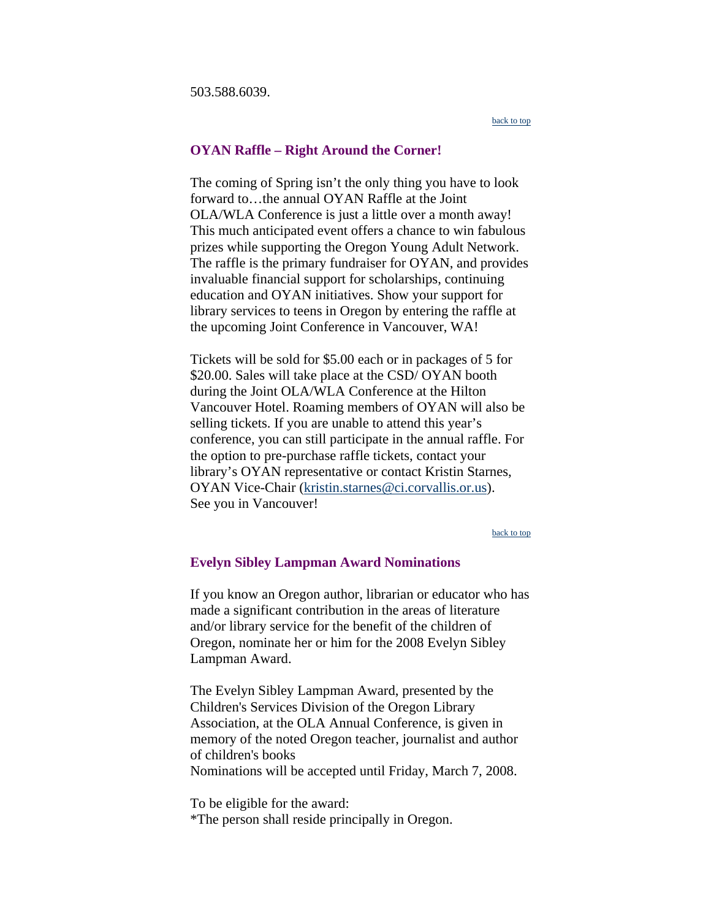503.588.6039.

back to top

## OYAN Raffle – Right Around the Corner!

The coming of Spring isn't the only thing you have to look forward to…the annual OYAN Raffle at the Joint OLA/WLA Conference is just a little over a month away! This much anticipated event offers a chance to win fabulous prizes while supporting the Oregon Young Adult Network. The raffle is the primary fundraiser for OYAN, and provides invaluable financial support for scholarships, continuing education and OYAN initiatives. Show your support for library services to teens in Oregon by entering the raffle at the upcoming Joint Conference in Vancouver, WA!

Tickets will be sold for $5.00 each or in packages of 5 for $20.00. Sales will take place at the CSD/ OYAN booth during the Joint OLA/WLA Conference at the Hilton Vancouver Hotel. Roaming members of OYAN will also be selling tickets. If you are unable to attend this year's conference, you can still participate in the annual raffle. For the option to pre-purchase raffle tickets, contact your library's OYAN representative or contact Kristin Starnes, OYAN Vice-Chair (kristin.starnes@ci.corvallis.or.us). See you in Vancouver!

back to top

## Evelyn Sibley Lampman Award Nominations

If you know an Oregon author, librarian or educator who has made a significant contribution in the areas of literature and/or library service for the benefit of the children of Oregon, nominate her or him for the 2008 Evelyn Sibley Lampman Award.

The Evelyn Sibley Lampman Award, presented by the Children's Services Division of the Oregon Library Association, at the OLA Annual Conference, is given in memory of the noted Oregon teacher, journalist and author of children's books
Nominations will be accepted until Friday, March 7, 2008.

To be eligible for the award:
*The person shall reside principally in Oregon.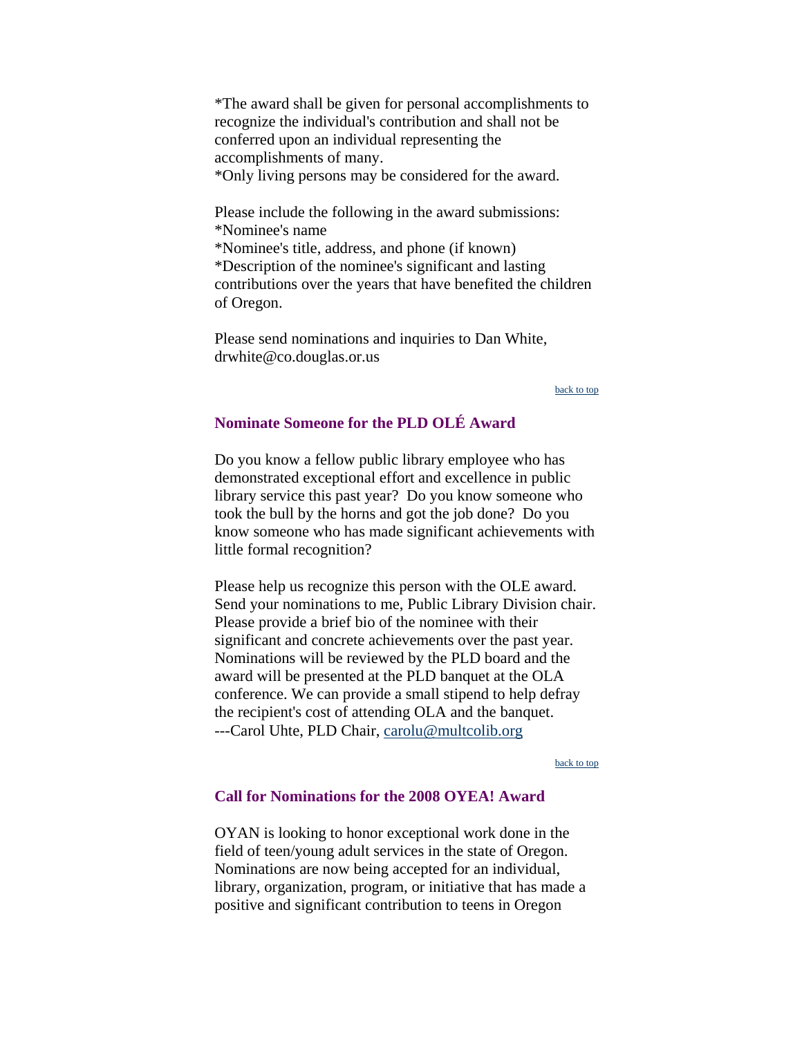*The award shall be given for personal accomplishments to recognize the individual's contribution and shall not be conferred upon an individual representing the accomplishments of many.
*Only living persons may be considered for the award.

Please include the following in the award submissions:
*Nominee's name
*Nominee's title, address, and phone (if known)
*Description of the nominee's significant and lasting contributions over the years that have benefited the children of Oregon.

Please send nominations and inquiries to Dan White, drwhite@co.douglas.or.us

back to top

### Nominate Someone for the PLD OLÉ Award

Do you know a fellow public library employee who has demonstrated exceptional effort and excellence in public library service this past year? Do you know someone who took the bull by the horns and got the job done? Do you know someone who has made significant achievements with little formal recognition?

Please help us recognize this person with the OLE award. Send your nominations to me, Public Library Division chair. Please provide a brief bio of the nominee with their significant and concrete achievements over the past year. Nominations will be reviewed by the PLD board and the award will be presented at the PLD banquet at the OLA conference. We can provide a small stipend to help defray the recipient's cost of attending OLA and the banquet.
---Carol Uhte, PLD Chair, carolu@multcolib.org

back to top

### Call for Nominations for the 2008 OYEA! Award

OYAN is looking to honor exceptional work done in the field of teen/young adult services in the state of Oregon. Nominations are now being accepted for an individual, library, organization, program, or initiative that has made a positive and significant contribution to teens in Oregon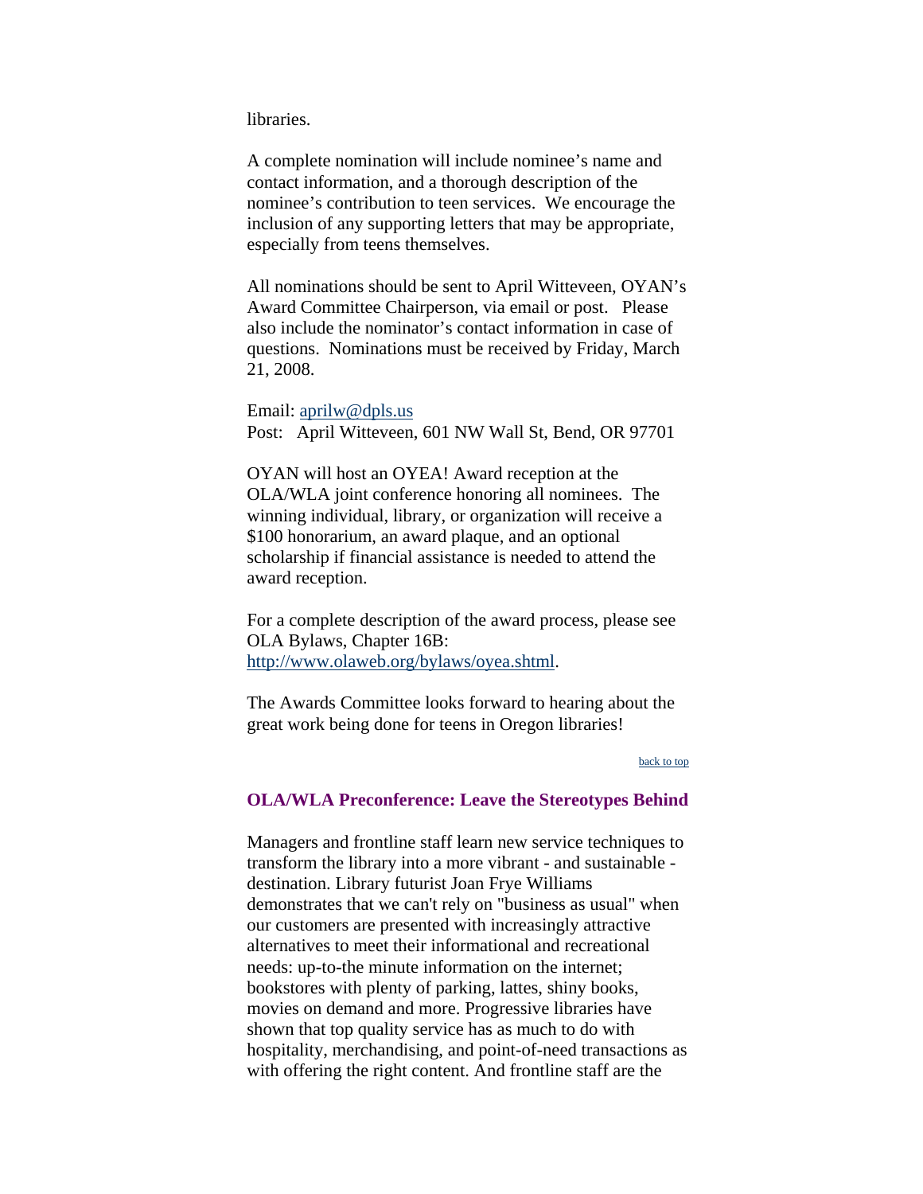libraries.

A complete nomination will include nominee's name and contact information, and a thorough description of the nominee's contribution to teen services. We encourage the inclusion of any supporting letters that may be appropriate, especially from teens themselves.

All nominations should be sent to April Witteveen, OYAN's Award Committee Chairperson, via email or post. Please also include the nominator's contact information in case of questions. Nominations must be received by Friday, March 21, 2008.

Email: [aprilw@dpls.us](mailto:aprilw@dpls.us)
Post: April Witteveen, 601 NW Wall St, Bend, OR 97701

OYAN will host an OYEA! Award reception at the OLA/WLA joint conference honoring all nominees. The winning individual, library, or organization will receive a $100 honorarium, an award plaque, and an optional scholarship if financial assistance is needed to attend the award reception.

For a complete description of the award process, please see OLA Bylaws, Chapter 16B: [http://www.olaweb.org/bylaws/oyea.shtml](http://www.olaweb.org/bylaws/oyea.shtml).

The Awards Committee looks forward to hearing about the great work being done for teens in Oregon libraries!

back to top

### OLA/WLA Preconference: Leave the Stereotypes Behind

Managers and frontline staff learn new service techniques to transform the library into a more vibrant - and sustainable - destination. Library futurist Joan Frye Williams demonstrates that we can't rely on "business as usual" when our customers are presented with increasingly attractive alternatives to meet their informational and recreational needs: up-to-the minute information on the internet; bookstores with plenty of parking, lattes, shiny books, movies on demand and more. Progressive libraries have shown that top quality service has as much to do with hospitality, merchandising, and point-of-need transactions as with offering the right content. And frontline staff are the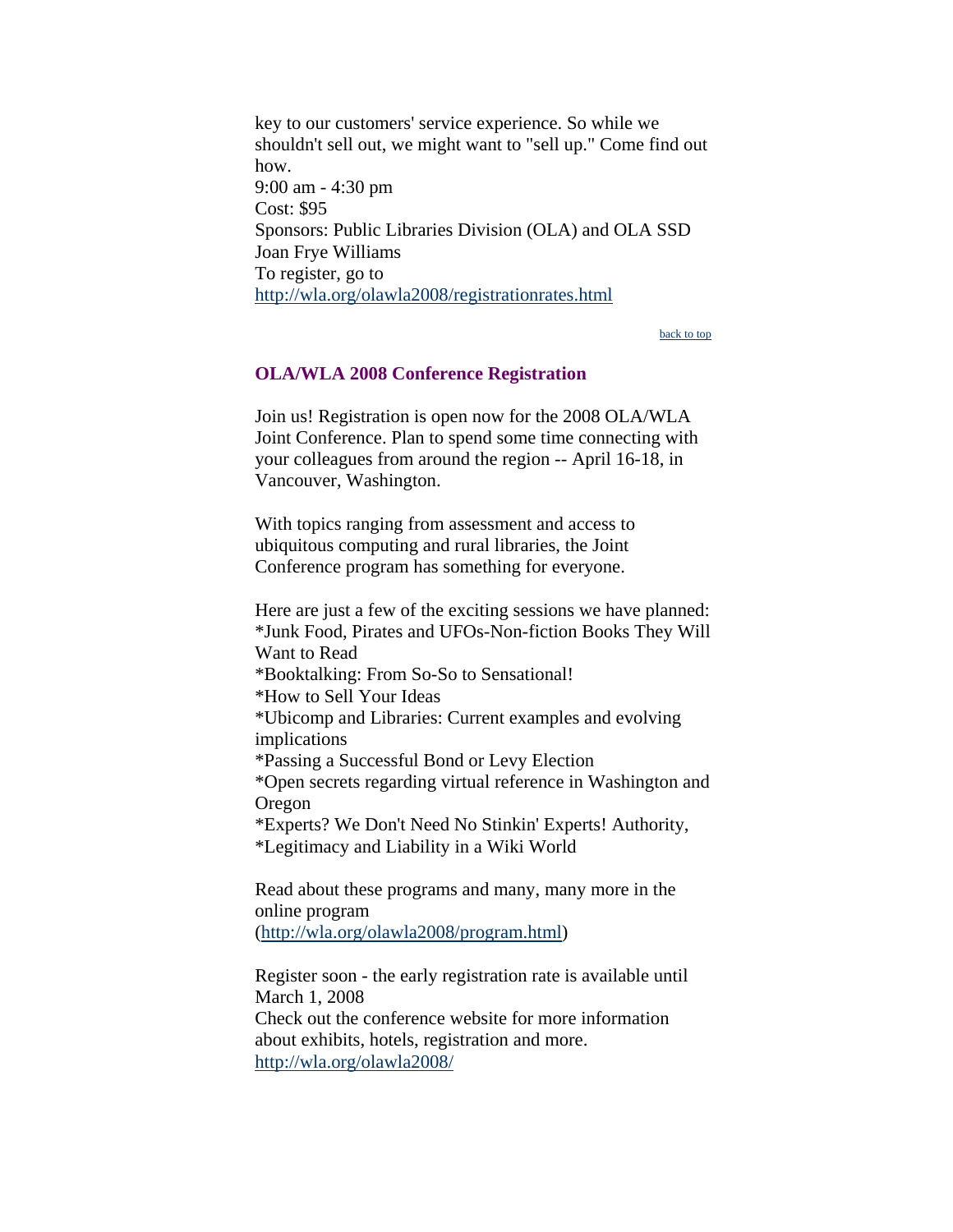key to our customers' service experience. So while we shouldn't sell out, we might want to "sell up." Come find out how.
9:00 am - 4:30 pm
Cost: $95
Sponsors: Public Libraries Division (OLA) and OLA SSD
Joan Frye Williams
To register, go to
http://wla.org/olawla2008/registrationrates.html

back to top

### OLA/WLA 2008 Conference Registration

Join us! Registration is open now for the 2008 OLA/WLA Joint Conference. Plan to spend some time connecting with your colleagues from around the region -- April 16-18, in Vancouver, Washington.

With topics ranging from assessment and access to ubiquitous computing and rural libraries, the Joint Conference program has something for everyone.

Here are just a few of the exciting sessions we have planned:
*Junk Food, Pirates and UFOs-Non-fiction Books They Will Want to Read
*Booktalking: From So-So to Sensational!
*How to Sell Your Ideas
*Ubicomp and Libraries: Current examples and evolving implications
*Passing a Successful Bond or Levy Election
*Open secrets regarding virtual reference in Washington and Oregon
*Experts? We Don't Need No Stinkin' Experts! Authority,
*Legitimacy and Liability in a Wiki World

Read about these programs and many, many more in the online program
(http://wla.org/olawla2008/program.html)

Register soon - the early registration rate is available until March 1, 2008
Check out the conference website for more information about exhibits, hotels, registration and more.
http://wla.org/olawla2008/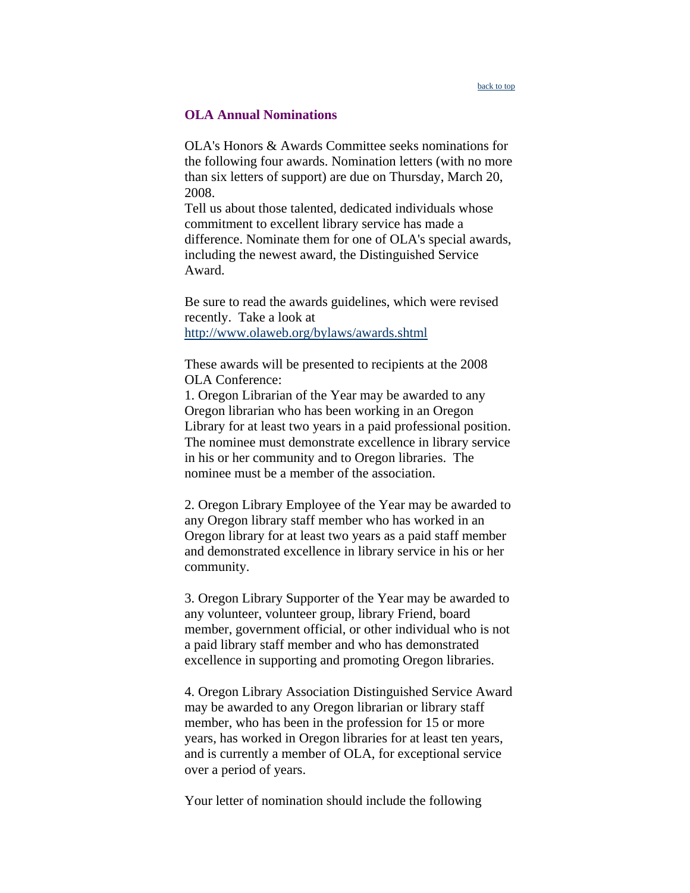[back to top](#)

### OLA Annual Nominations

OLA's Honors & Awards Committee seeks nominations for the following four awards. Nomination letters (with no more than six letters of support) are due on Thursday, March 20, 2008.
Tell us about those talented, dedicated individuals whose commitment to excellent library service has made a difference. Nominate them for one of OLA's special awards, including the newest award, the Distinguished Service Award.

Be sure to read the awards guidelines, which were revised recently. Take a look at
http://www.olaweb.org/bylaws/awards.shtml

These awards will be presented to recipients at the 2008 OLA Conference:
1. Oregon Librarian of the Year may be awarded to any Oregon librarian who has been working in an Oregon Library for at least two years in a paid professional position. The nominee must demonstrate excellence in library service in his or her community and to Oregon libraries. The nominee must be a member of the association.

2. Oregon Library Employee of the Year may be awarded to any Oregon library staff member who has worked in an Oregon library for at least two years as a paid staff member and demonstrated excellence in library service in his or her community.

3. Oregon Library Supporter of the Year may be awarded to any volunteer, volunteer group, library Friend, board member, government official, or other individual who is not a paid library staff member and who has demonstrated excellence in supporting and promoting Oregon libraries.

4. Oregon Library Association Distinguished Service Award may be awarded to any Oregon librarian or library staff member, who has been in the profession for 15 or more years, has worked in Oregon libraries for at least ten years, and is currently a member of OLA, for exceptional service over a period of years.

Your letter of nomination should include the following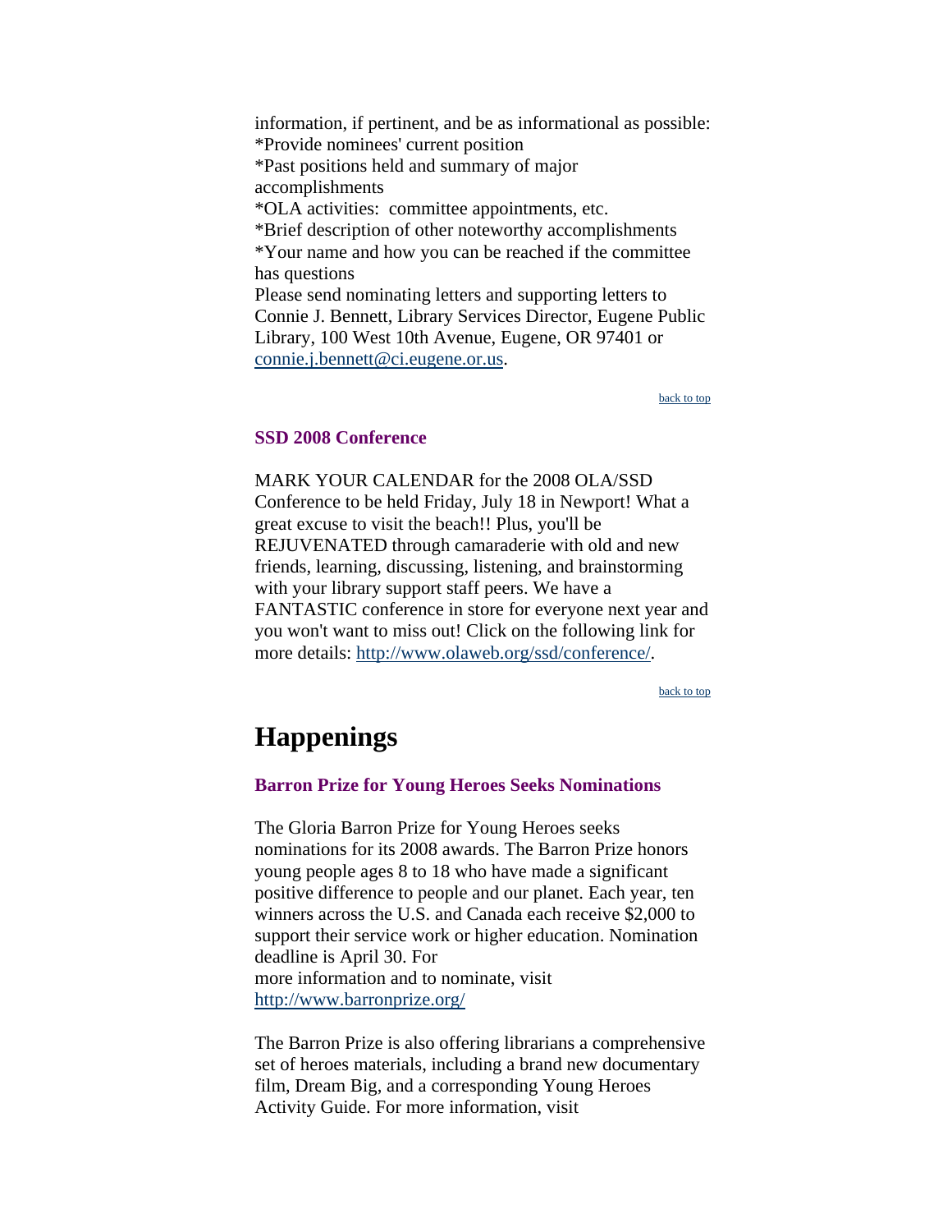information, if pertinent, and be as informational as possible:
*Provide nominees' current position
*Past positions held and summary of major accomplishments
*OLA activities:  committee appointments, etc.
*Brief description of other noteworthy accomplishments
*Your name and how you can be reached if the committee has questions
Please send nominating letters and supporting letters to Connie J. Bennett, Library Services Director, Eugene Public Library, 100 West 10th Avenue, Eugene, OR 97401 or connie.j.bennett@ci.eugene.or.us.

back to top

### SSD 2008 Conference

MARK YOUR CALENDAR for the 2008 OLA/SSD Conference to be held Friday, July 18 in Newport! What a great excuse to visit the beach!! Plus, you'll be REJUVENATED through camaraderie with old and new friends, learning, discussing, listening, and brainstorming with your library support staff peers. We have a FANTASTIC conference in store for everyone next year and you won't want to miss out! Click on the following link for more details: http://www.olaweb.org/ssd/conference/.

back to top

## Happenings

### Barron Prize for Young Heroes Seeks Nominations

The Gloria Barron Prize for Young Heroes seeks nominations for its 2008 awards. The Barron Prize honors young people ages 8 to 18 who have made a significant positive difference to people and our planet. Each year, ten winners across the U.S. and Canada each receive $2,000 to support their service work or higher education. Nomination deadline is April 30. For more information and to nominate, visit http://www.barronprize.org/

The Barron Prize is also offering librarians a comprehensive set of heroes materials, including a brand new documentary film, Dream Big, and a corresponding Young Heroes Activity Guide. For more information, visit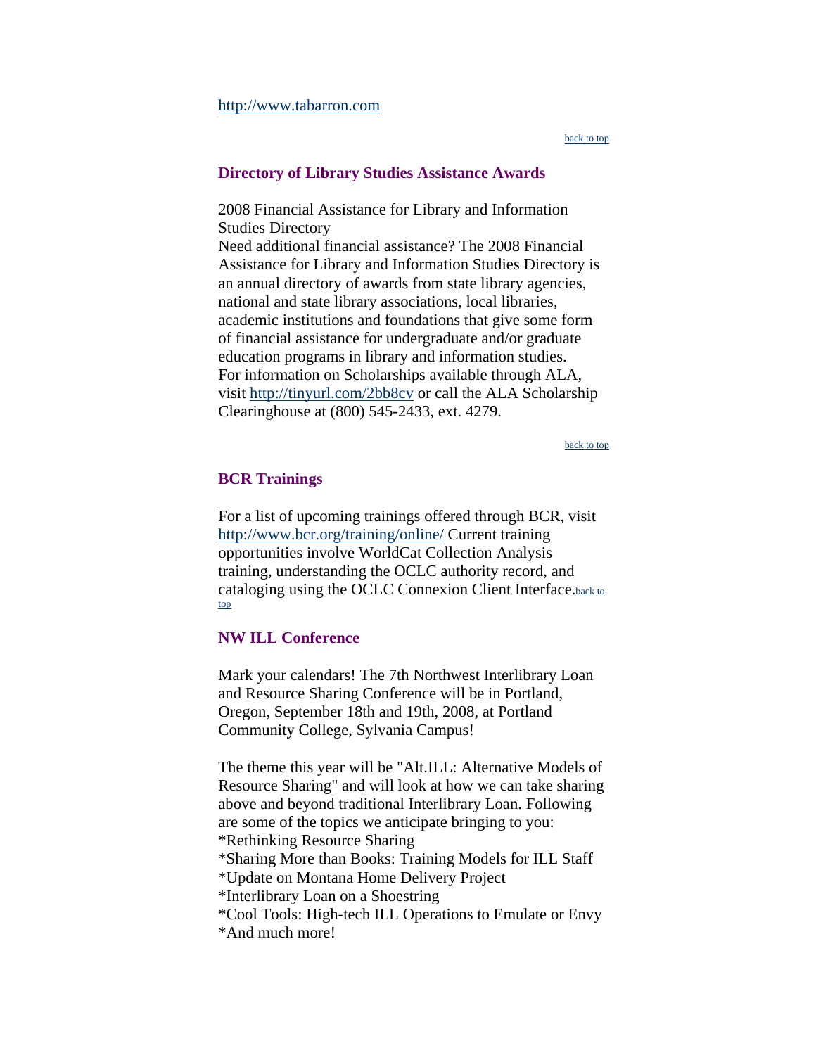http://www.tabarron.com

back to top

### Directory of Library Studies Assistance Awards

2008 Financial Assistance for Library and Information Studies Directory
Need additional financial assistance? The 2008 Financial Assistance for Library and Information Studies Directory is an annual directory of awards from state library agencies, national and state library associations, local libraries, academic institutions and foundations that give some form of financial assistance for undergraduate and/or graduate education programs in library and information studies.
For information on Scholarships available through ALA, visit http://tinyurl.com/2bb8cv or call the ALA Scholarship Clearinghouse at (800) 545-2433, ext. 4279.

back to top

### BCR Trainings

For a list of upcoming trainings offered through BCR, visit http://www.bcr.org/training/online/ Current training opportunities involve WorldCat Collection Analysis training, understanding the OCLC authority record, and cataloging using the OCLC Connexion Client Interface. back to top

### NW ILL Conference

Mark your calendars! The 7th Northwest Interlibrary Loan and Resource Sharing Conference will be in Portland, Oregon, September 18th and 19th, 2008, at Portland Community College, Sylvania Campus!

The theme this year will be "Alt.ILL: Alternative Models of Resource Sharing" and will look at how we can take sharing above and beyond traditional Interlibrary Loan. Following are some of the topics we anticipate bringing to you:
*Rethinking Resource Sharing
*Sharing More than Books: Training Models for ILL Staff
*Update on Montana Home Delivery Project
*Interlibrary Loan on a Shoestring
*Cool Tools: High-tech ILL Operations to Emulate or Envy
*And much more!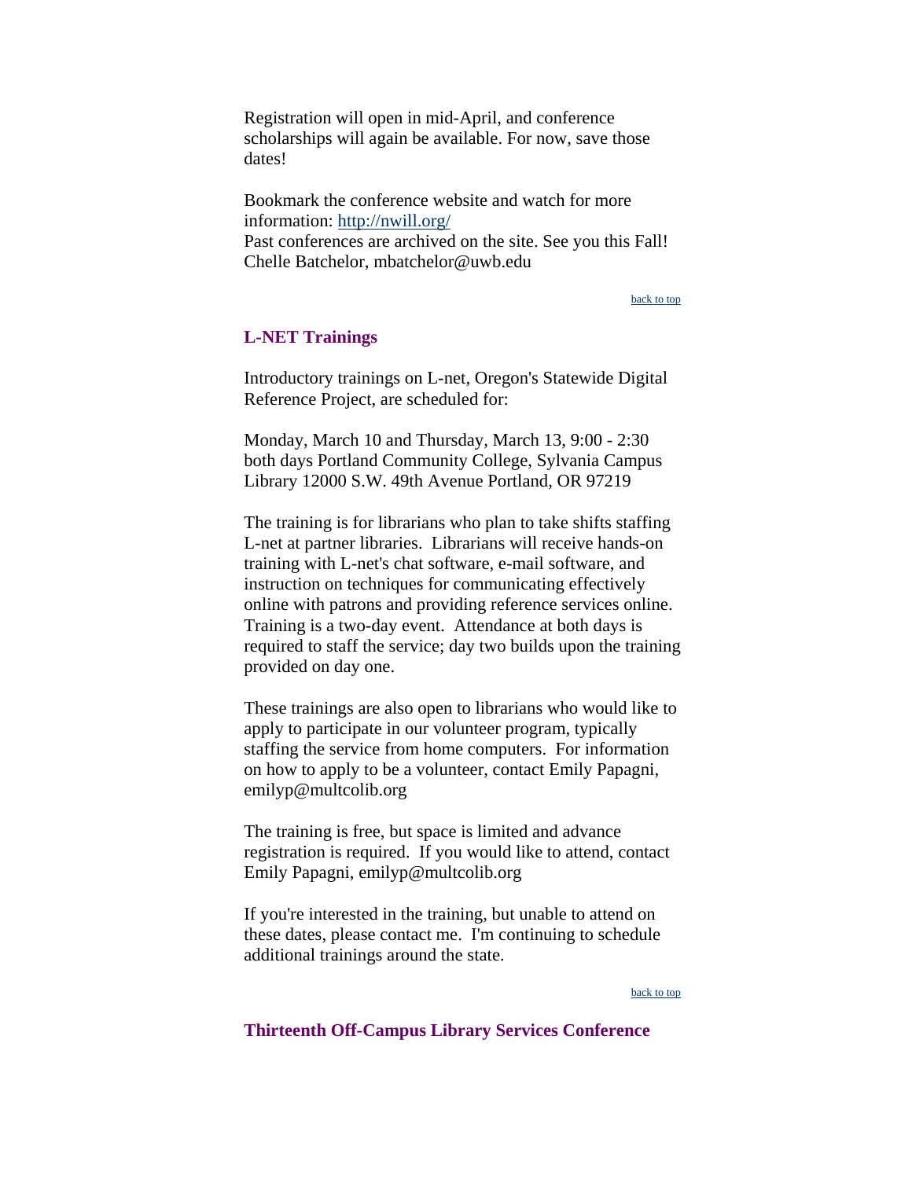Registration will open in mid-April, and conference scholarships will again be available. For now, save those dates!

Bookmark the conference website and watch for more information: [http://nwill.org/](http://nwill.org/)
Past conferences are archived on the site. See you this Fall!
Chelle Batchelor, mbatchelor@uwb.edu

back to top

### L-NET Trainings

Introductory trainings on L-net, Oregon's Statewide Digital Reference Project, are scheduled for:

Monday, March 10 and Thursday, March 13, 9:00 - 2:30 both days Portland Community College, Sylvania Campus Library 12000 S.W. 49th Avenue Portland, OR 97219

The training is for librarians who plan to take shifts staffing L-net at partner libraries. Librarians will receive hands-on training with L-net's chat software, e-mail software, and instruction on techniques for communicating effectively online with patrons and providing reference services online. Training is a two-day event. Attendance at both days is required to staff the service; day two builds upon the training provided on day one.

These trainings are also open to librarians who would like to apply to participate in our volunteer program, typically staffing the service from home computers. For information on how to apply to be a volunteer, contact Emily Papagni, emilyp@multcolib.org

The training is free, but space is limited and advance registration is required. If you would like to attend, contact Emily Papagni, emilyp@multcolib.org

If you're interested in the training, but unable to attend on these dates, please contact me. I'm continuing to schedule additional trainings around the state.

back to top

### Thirteenth Off-Campus Library Services Conference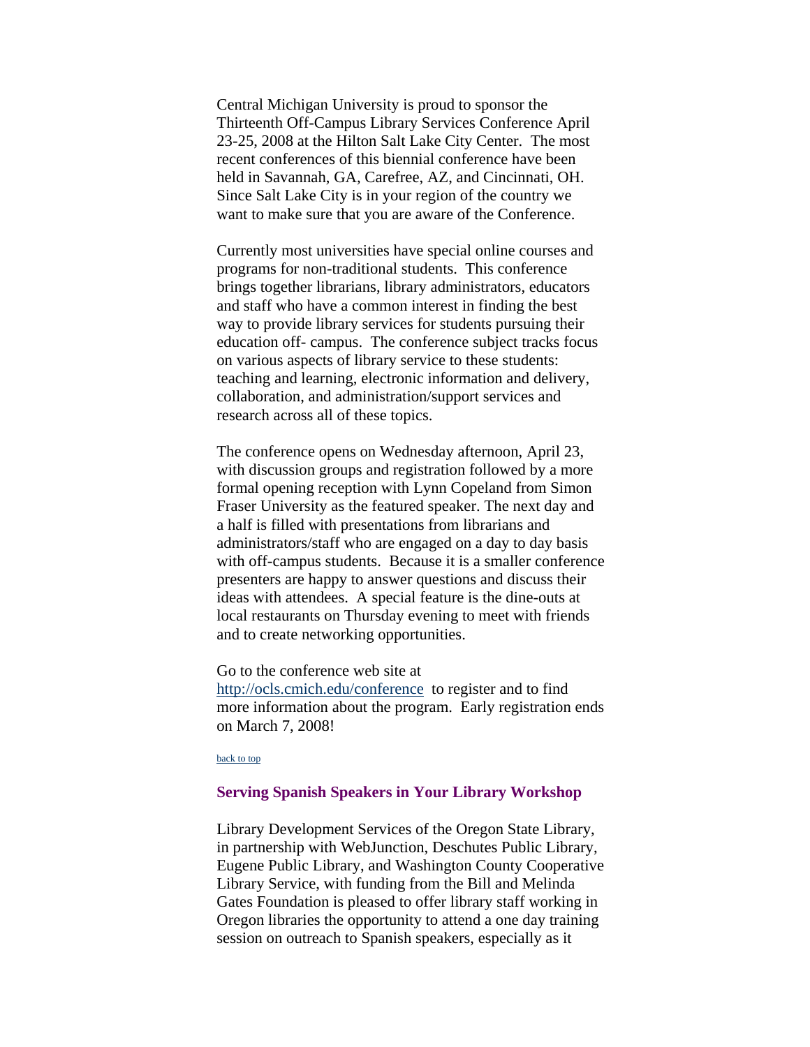Central Michigan University is proud to sponsor the Thirteenth Off-Campus Library Services Conference April 23-25, 2008 at the Hilton Salt Lake City Center. The most recent conferences of this biennial conference have been held in Savannah, GA, Carefree, AZ, and Cincinnati, OH. Since Salt Lake City is in your region of the country we want to make sure that you are aware of the Conference.

Currently most universities have special online courses and programs for non-traditional students. This conference brings together librarians, library administrators, educators and staff who have a common interest in finding the best way to provide library services for students pursuing their education off- campus. The conference subject tracks focus on various aspects of library service to these students: teaching and learning, electronic information and delivery, collaboration, and administration/support services and research across all of these topics.

The conference opens on Wednesday afternoon, April 23, with discussion groups and registration followed by a more formal opening reception with Lynn Copeland from Simon Fraser University as the featured speaker. The next day and a half is filled with presentations from librarians and administrators/staff who are engaged on a day to day basis with off-campus students. Because it is a smaller conference presenters are happy to answer questions and discuss their ideas with attendees. A special feature is the dine-outs at local restaurants on Thursday evening to meet with friends and to create networking opportunities.

Go to the conference web site at [http://ocls.cmich.edu/conference](http://ocls.cmich.edu/conference) to register and to find more information about the program. Early registration ends on March 7, 2008!

back to top

### Serving Spanish Speakers in Your Library Workshop

Library Development Services of the Oregon State Library, in partnership with WebJunction, Deschutes Public Library, Eugene Public Library, and Washington County Cooperative Library Service, with funding from the Bill and Melinda Gates Foundation is pleased to offer library staff working in Oregon libraries the opportunity to attend a one day training session on outreach to Spanish speakers, especially as it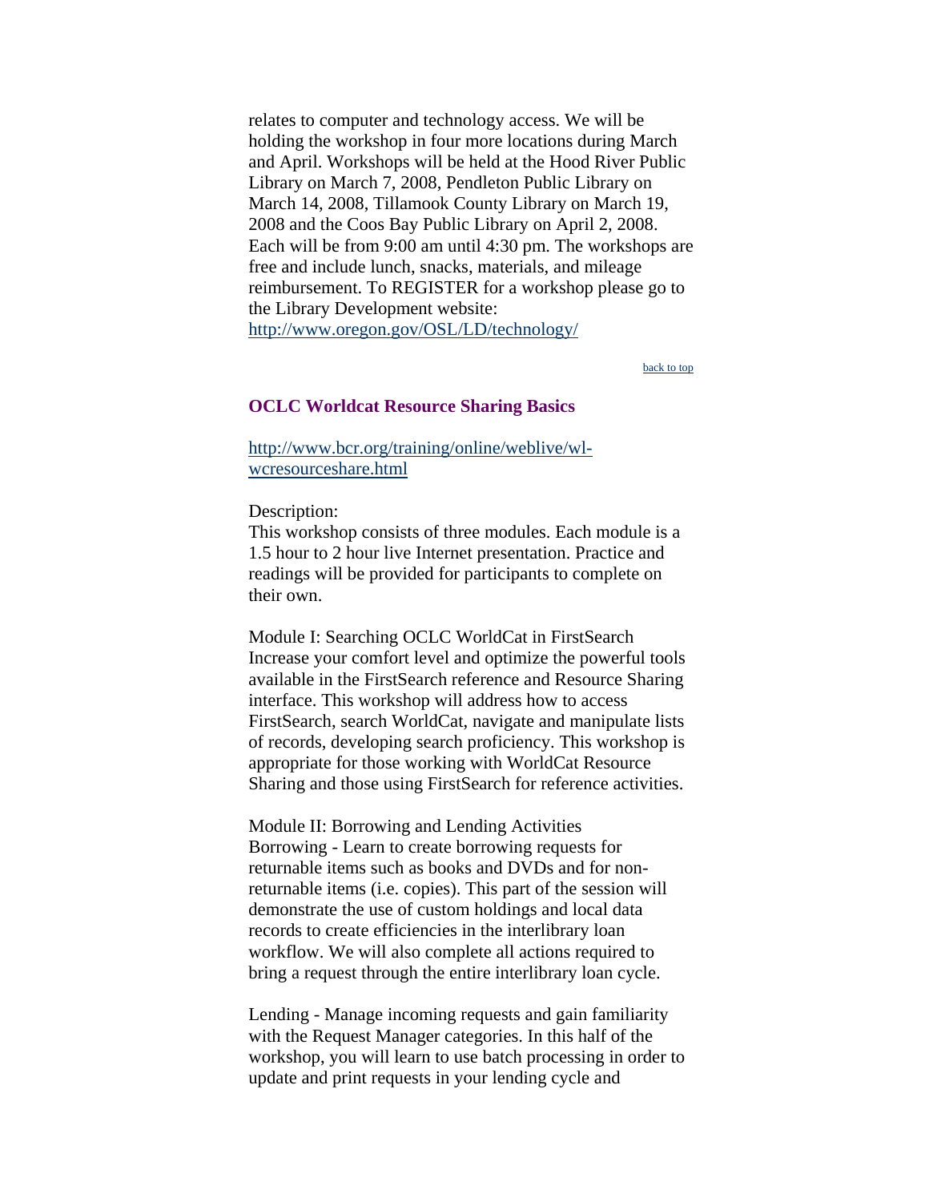relates to computer and technology access. We will be holding the workshop in four more locations during March and April. Workshops will be held at the Hood River Public Library on March 7, 2008, Pendleton Public Library on March 14, 2008, Tillamook County Library on March 19, 2008 and the Coos Bay Public Library on April 2, 2008. Each will be from 9:00 am until 4:30 pm. The workshops are free and include lunch, snacks, materials, and mileage reimbursement. To REGISTER for a workshop please go to the Library Development website: http://www.oregon.gov/OSL/LD/technology/

back to top

### OCLC Worldcat Resource Sharing Basics

http://www.bcr.org/training/online/weblive/wl-wcresourceshare.html

Description:
This workshop consists of three modules. Each module is a 1.5 hour to 2 hour live Internet presentation. Practice and readings will be provided for participants to complete on their own.

Module I: Searching OCLC WorldCat in FirstSearch
Increase your comfort level and optimize the powerful tools available in the FirstSearch reference and Resource Sharing interface. This workshop will address how to access FirstSearch, search WorldCat, navigate and manipulate lists of records, developing search proficiency. This workshop is appropriate for those working with WorldCat Resource Sharing and those using FirstSearch for reference activities.

Module II: Borrowing and Lending Activities
Borrowing - Learn to create borrowing requests for returnable items such as books and DVDs and for non-returnable items (i.e. copies). This part of the session will demonstrate the use of custom holdings and local data records to create efficiencies in the interlibrary loan workflow. We will also complete all actions required to bring a request through the entire interlibrary loan cycle.

Lending - Manage incoming requests and gain familiarity with the Request Manager categories. In this half of the workshop, you will learn to use batch processing in order to update and print requests in your lending cycle and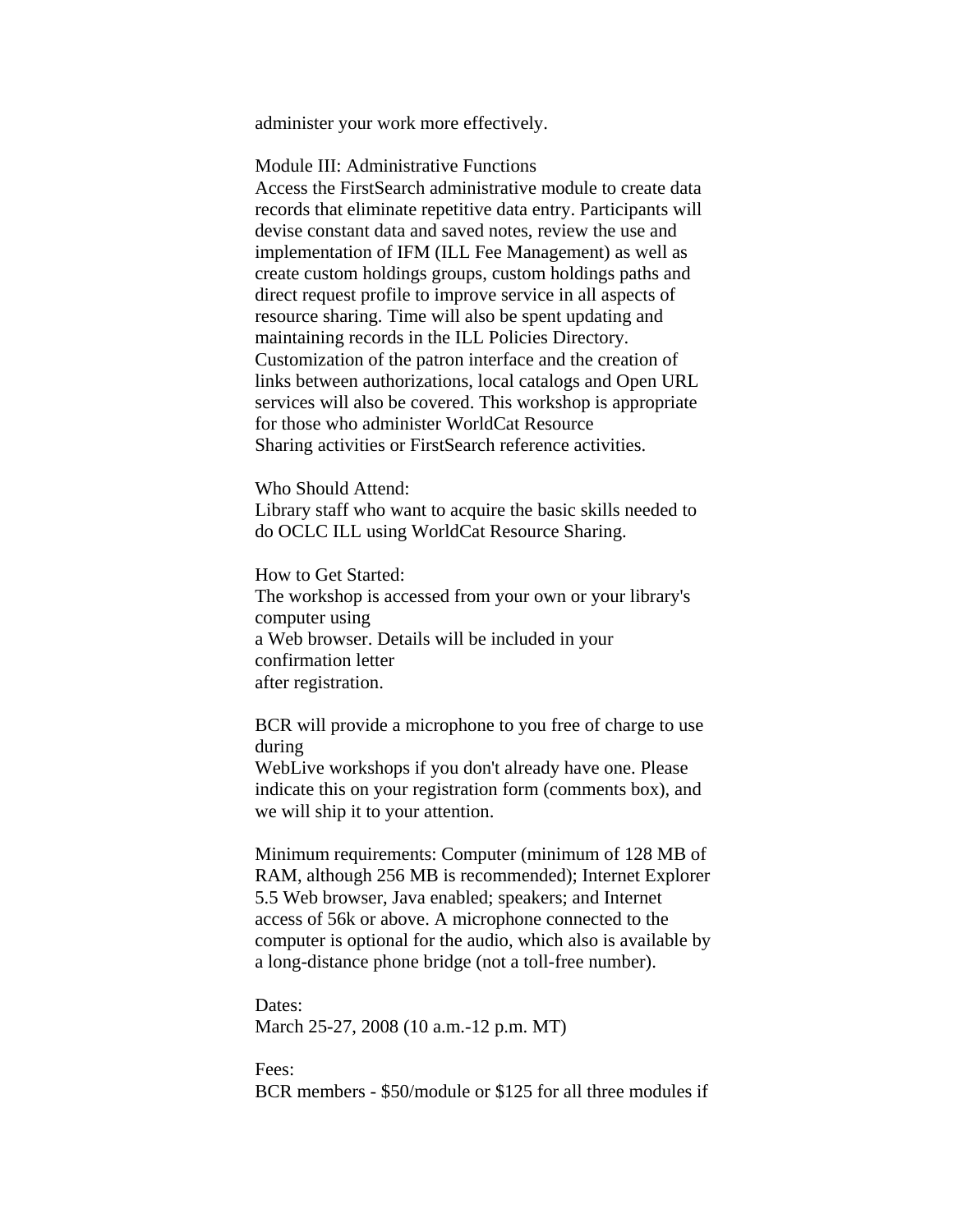administer your work more effectively.

Module III: Administrative Functions
Access the FirstSearch administrative module to create data records that eliminate repetitive data entry. Participants will devise constant data and saved notes, review the use and implementation of IFM (ILL Fee Management) as well as create custom holdings groups, custom holdings paths and direct request profile to improve service in all aspects of resource sharing. Time will also be spent updating and maintaining records in the ILL Policies Directory. Customization of the patron interface and the creation of links between authorizations, local catalogs and Open URL services will also be covered. This workshop is appropriate for those who administer WorldCat Resource Sharing activities or FirstSearch reference activities.

Who Should Attend:
Library staff who want to acquire the basic skills needed to do OCLC ILL using WorldCat Resource Sharing.

How to Get Started:
The workshop is accessed from your own or your library's computer using a Web browser. Details will be included in your confirmation letter after registration.

BCR will provide a microphone to you free of charge to use during WebLive workshops if you don't already have one. Please indicate this on your registration form (comments box), and we will ship it to your attention.

Minimum requirements: Computer (minimum of 128 MB of RAM, although 256 MB is recommended); Internet Explorer 5.5 Web browser, Java enabled; speakers; and Internet access of 56k or above. A microphone connected to the computer is optional for the audio, which also is available by a long-distance phone bridge (not a toll-free number).

Dates:
March 25-27, 2008 (10 a.m.-12 p.m. MT)

Fees:
BCR members - $50/module or $125 for all three modules if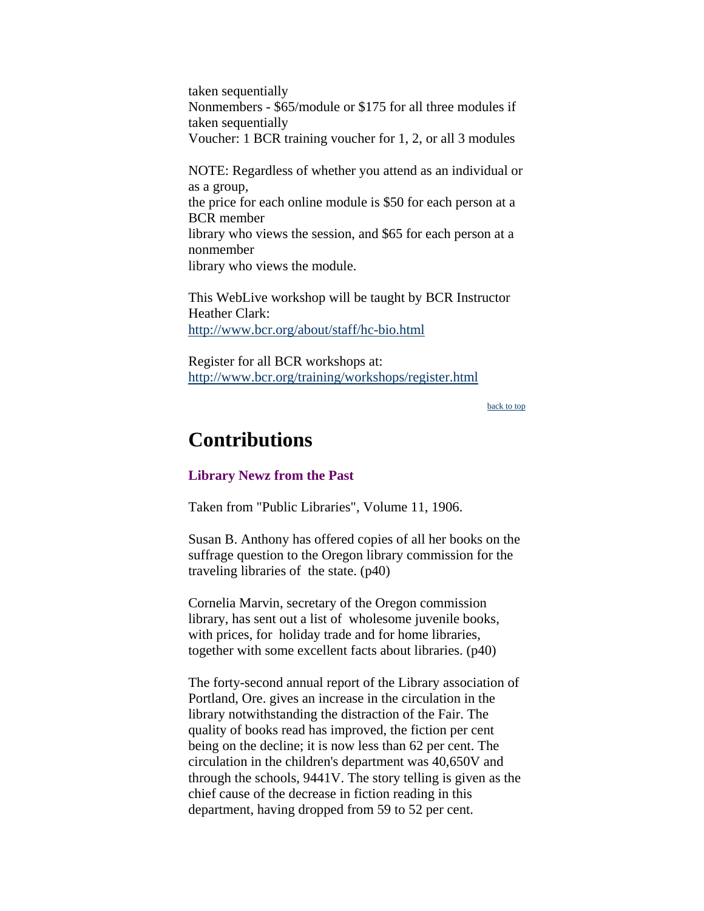taken sequentially
Nonmembers - $65/module or $175 for all three modules if taken sequentially
Voucher: 1 BCR training voucher for 1, 2, or all 3 modules

NOTE: Regardless of whether you attend as an individual or as a group,
the price for each online module is $50 for each person at a BCR member
library who views the session, and $65 for each person at a nonmember
library who views the module.

This WebLive workshop will be taught by BCR Instructor Heather Clark:
http://www.bcr.org/about/staff/hc-bio.html

Register for all BCR workshops at:
http://www.bcr.org/training/workshops/register.html

back to top

# Contributions

**Library Newz from the Past**

Taken from "Public Libraries", Volume 11, 1906.

Susan B. Anthony has offered copies of all her books on the suffrage question to the Oregon library commission for the traveling libraries of the state. (p40)

Cornelia Marvin, secretary of the Oregon commission library, has sent out a list of wholesome juvenile books, with prices, for holiday trade and for home libraries, together with some excellent facts about libraries. (p40)

The forty-second annual report of the Library association of Portland, Ore. gives an increase in the circulation in the library notwithstanding the distraction of the Fair. The quality of books read has improved, the fiction per cent being on the decline; it is now less than 62 per cent. The circulation in the children's department was 40,650V and through the schools, 9441V. The story telling is given as the chief cause of the decrease in fiction reading in this department, having dropped from 59 to 52 per cent.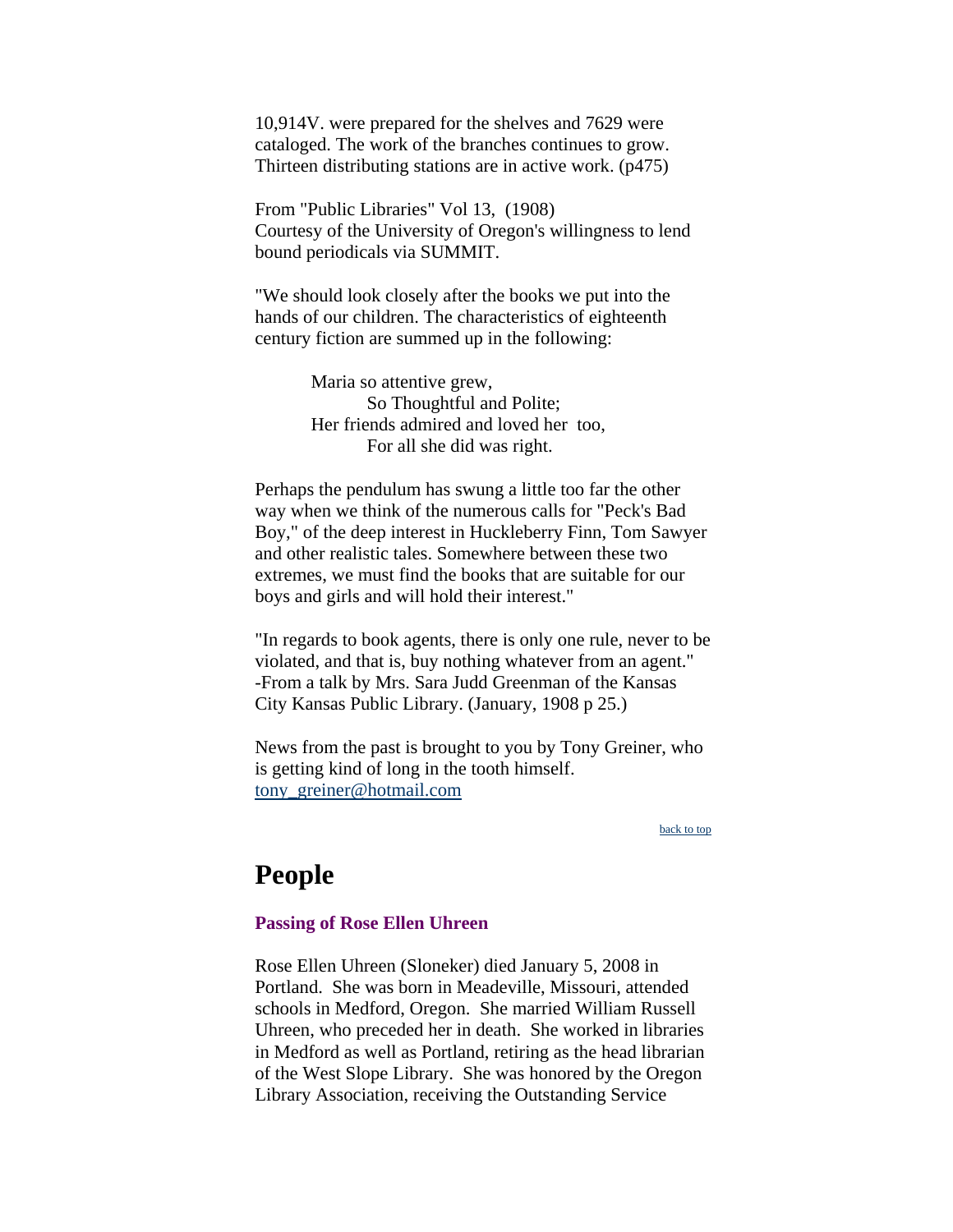10,914V. were prepared for the shelves and 7629 were cataloged. The work of the branches continues to grow. Thirteen distributing stations are in active work. (p475)

From "Public Libraries" Vol 13,  (1908)
Courtesy of the University of Oregon's willingness to lend bound periodicals via SUMMIT.

"We should look closely after the books we put into the hands of our children. The characteristics of eighteenth century fiction are summed up in the following:

> Maria so attentive grew,
> So Thoughtful and Polite;
> Her friends admired and loved her  too,
> For all she did was right.

Perhaps the pendulum has swung a little too far the other way when we think of the numerous calls for "Peck's Bad Boy," of the deep interest in Huckleberry Finn, Tom Sawyer and other realistic tales. Somewhere between these two extremes, we must find the books that are suitable for our boys and girls and will hold their interest."

"In regards to book agents, there is only one rule, never to be violated, and that is, buy nothing whatever from an agent." -From a talk by Mrs. Sara Judd Greenman of the Kansas City Kansas Public Library. (January, 1908 p 25.)

News from the past is brought to you by Tony Greiner, who is getting kind of long in the tooth himself.
tony_greiner@hotmail.com

back to top

# People

### Passing of Rose Ellen Uhreen

Rose Ellen Uhreen (Sloneker) died January 5, 2008 in Portland.  She was born in Meadeville, Missouri, attended schools in Medford, Oregon.  She married William Russell Uhreen, who preceded her in death.  She worked in libraries in Medford as well as Portland, retiring as the head librarian of the West Slope Library.  She was honored by the Oregon Library Association, receiving the Outstanding Service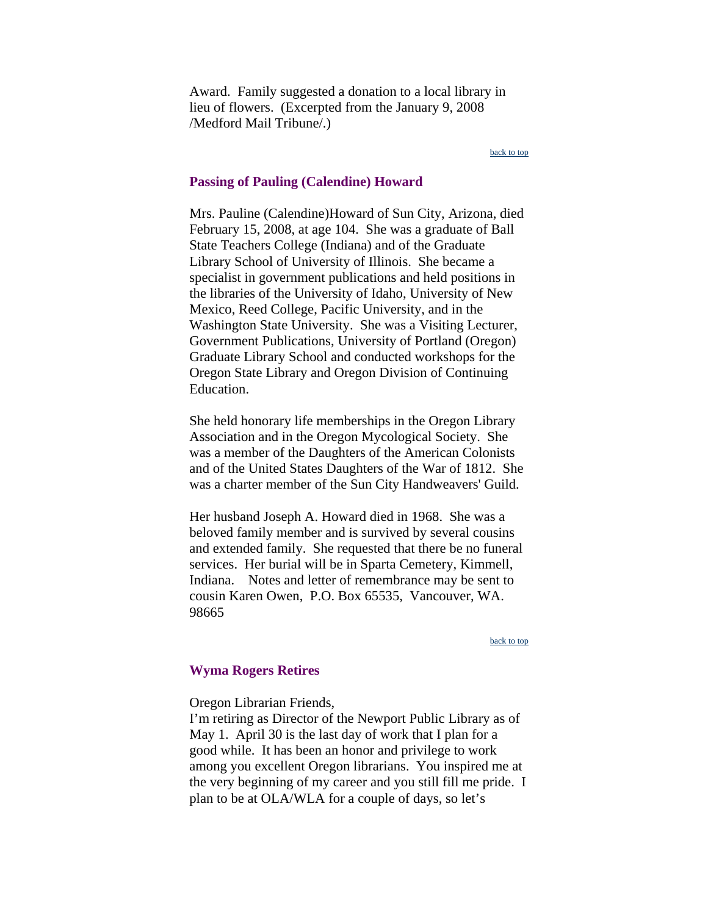Award. Family suggested a donation to a local library in lieu of flowers. (Excerpted from the January 9, 2008 /Medford Mail Tribune/.)

back to top

### Passing of Pauling (Calendine) Howard

Mrs. Pauline (Calendine)Howard of Sun City, Arizona, died February 15, 2008, at age 104. She was a graduate of Ball State Teachers College (Indiana) and of the Graduate Library School of University of Illinois. She became a specialist in government publications and held positions in the libraries of the University of Idaho, University of New Mexico, Reed College, Pacific University, and in the Washington State University. She was a Visiting Lecturer, Government Publications, University of Portland (Oregon) Graduate Library School and conducted workshops for the Oregon State Library and Oregon Division of Continuing Education.

She held honorary life memberships in the Oregon Library Association and in the Oregon Mycological Society. She was a member of the Daughters of the American Colonists and of the United States Daughters of the War of 1812. She was a charter member of the Sun City Handweavers' Guild.

Her husband Joseph A. Howard died in 1968. She was a beloved family member and is survived by several cousins and extended family. She requested that there be no funeral services. Her burial will be in Sparta Cemetery, Kimmell, Indiana. Notes and letter of remembrance may be sent to cousin Karen Owen, P.O. Box 65535, Vancouver, WA. 98665

back to top

### Wyma Rogers Retires

Oregon Librarian Friends,
I'm retiring as Director of the Newport Public Library as of May 1. April 30 is the last day of work that I plan for a good while. It has been an honor and privilege to work among you excellent Oregon librarians. You inspired me at the very beginning of my career and you still fill me pride. I plan to be at OLA/WLA for a couple of days, so let's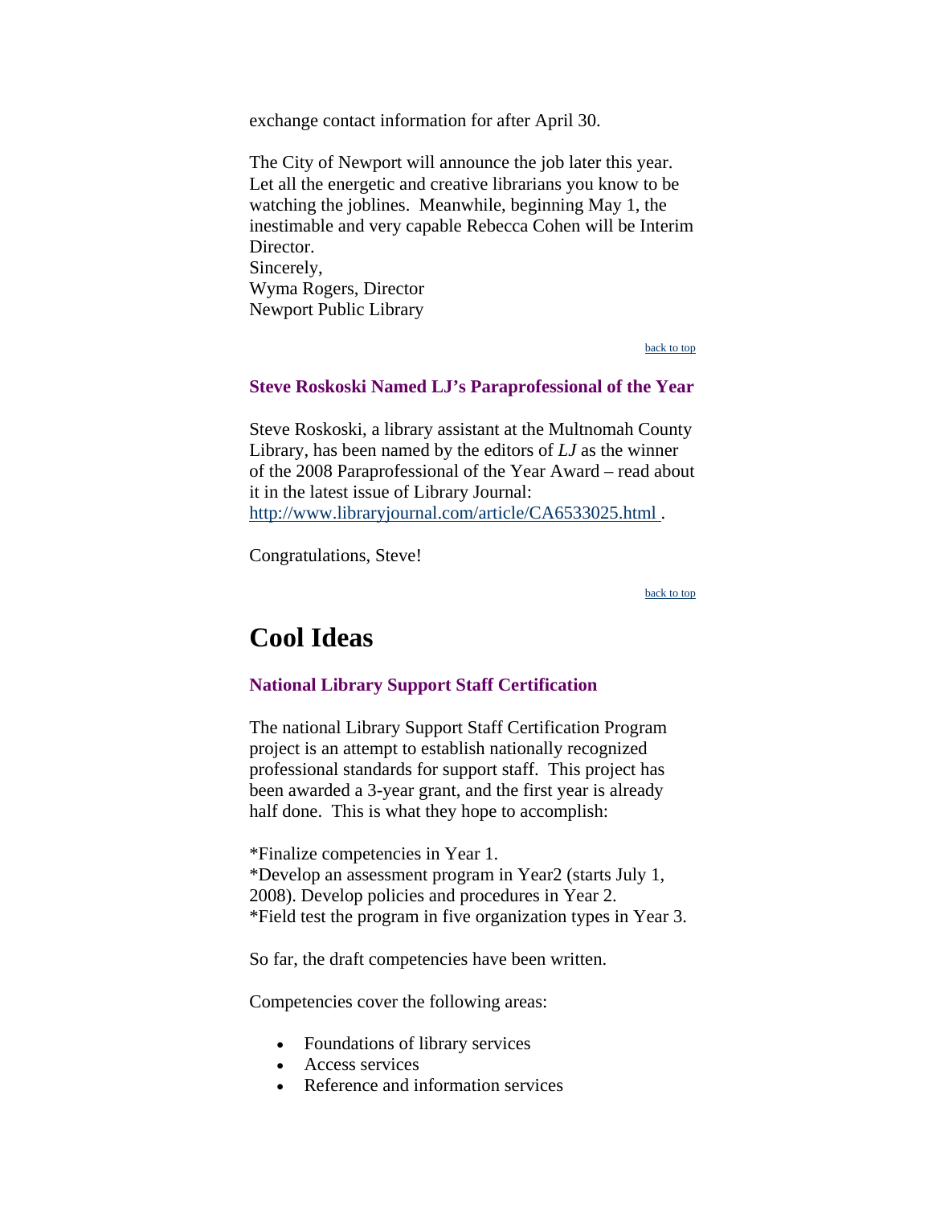exchange contact information for after April 30.

The City of Newport will announce the job later this year. Let all the energetic and creative librarians you know to be watching the joblines. Meanwhile, beginning May 1, the inestimable and very capable Rebecca Cohen will be Interim Director.
Sincerely,
Wyma Rogers, Director
Newport Public Library

back to top

### Steve Roskoski Named LJ's Paraprofessional of the Year

Steve Roskoski, a library assistant at the Multnomah County Library, has been named by the editors of *LJ* as the winner of the 2008 Paraprofessional of the Year Award – read about it in the latest issue of Library Journal: http://www.libraryjournal.com/article/CA6533025.html .

Congratulations, Steve!

back to top

## Cool Ideas

### National Library Support Staff Certification

The national Library Support Staff Certification Program project is an attempt to establish nationally recognized professional standards for support staff. This project has been awarded a 3-year grant, and the first year is already half done. This is what they hope to accomplish:

*Finalize competencies in Year 1.
*Develop an assessment program in Year2 (starts July 1, 2008). Develop policies and procedures in Year 2.
*Field test the program in five organization types in Year 3.

So far, the draft competencies have been written.

Competencies cover the following areas:

- Foundations of library services
- Access services
- Reference and information services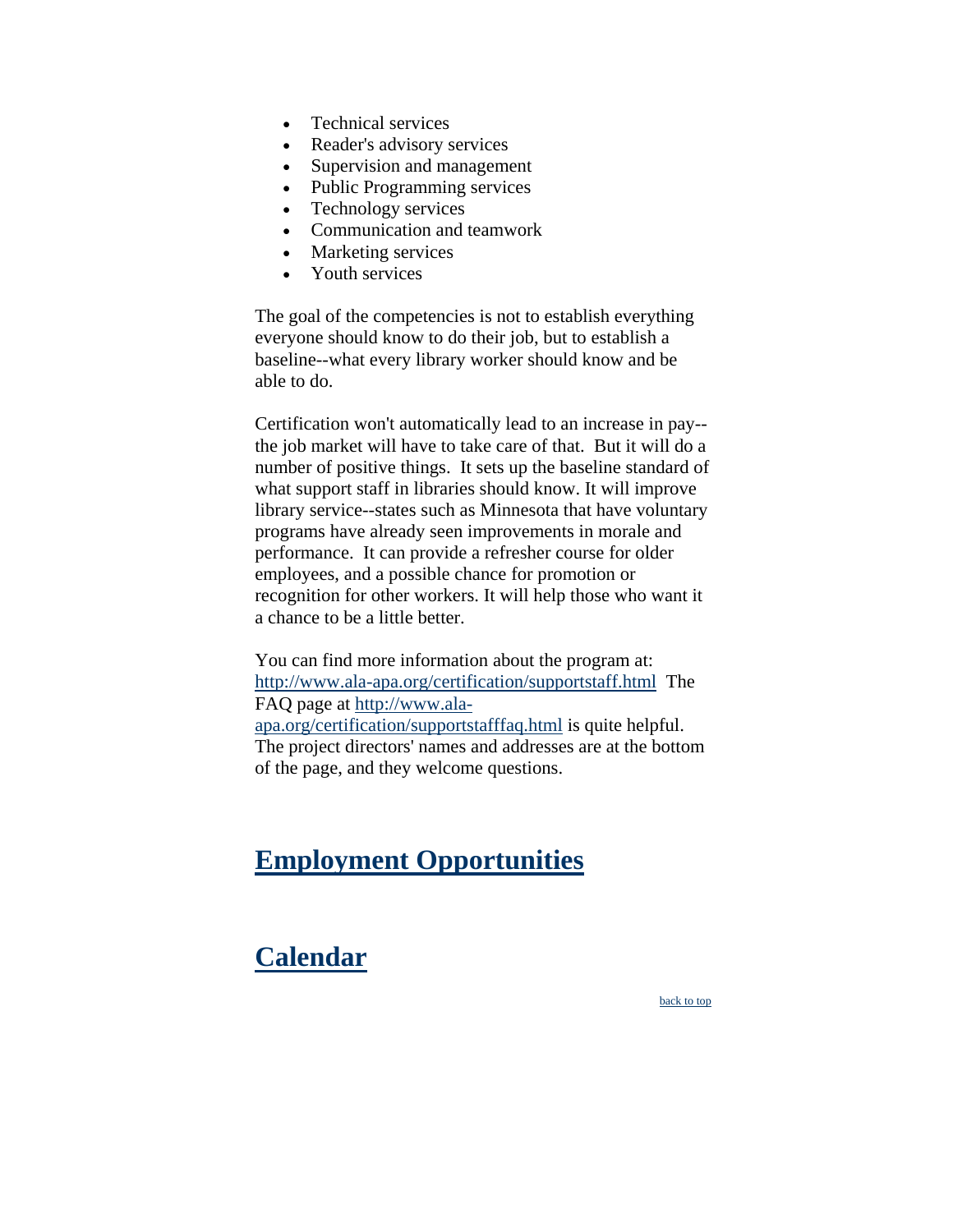- Technical services
- Reader's advisory services
- Supervision and management
- Public Programming services
- Technology services
- Communication and teamwork
- Marketing services
- Youth services

The goal of the competencies is not to establish everything everyone should know to do their job, but to establish a baseline--what every library worker should know and be able to do.

Certification won't automatically lead to an increase in pay--the job market will have to take care of that. But it will do a number of positive things. It sets up the baseline standard of what support staff in libraries should know. It will improve library service--states such as Minnesota that have voluntary programs have already seen improvements in morale and performance. It can provide a refresher course for older employees, and a possible chance for promotion or recognition for other workers. It will help those who want it a chance to be a little better.

You can find more information about the program at: http://www.ala-apa.org/certification/supportstaff.html The FAQ page at http://www.ala-apa.org/certification/supportstafffaq.html is quite helpful. The project directors' names and addresses are at the bottom of the page, and they welcome questions.

## Employment Opportunities

## Calendar

back to top